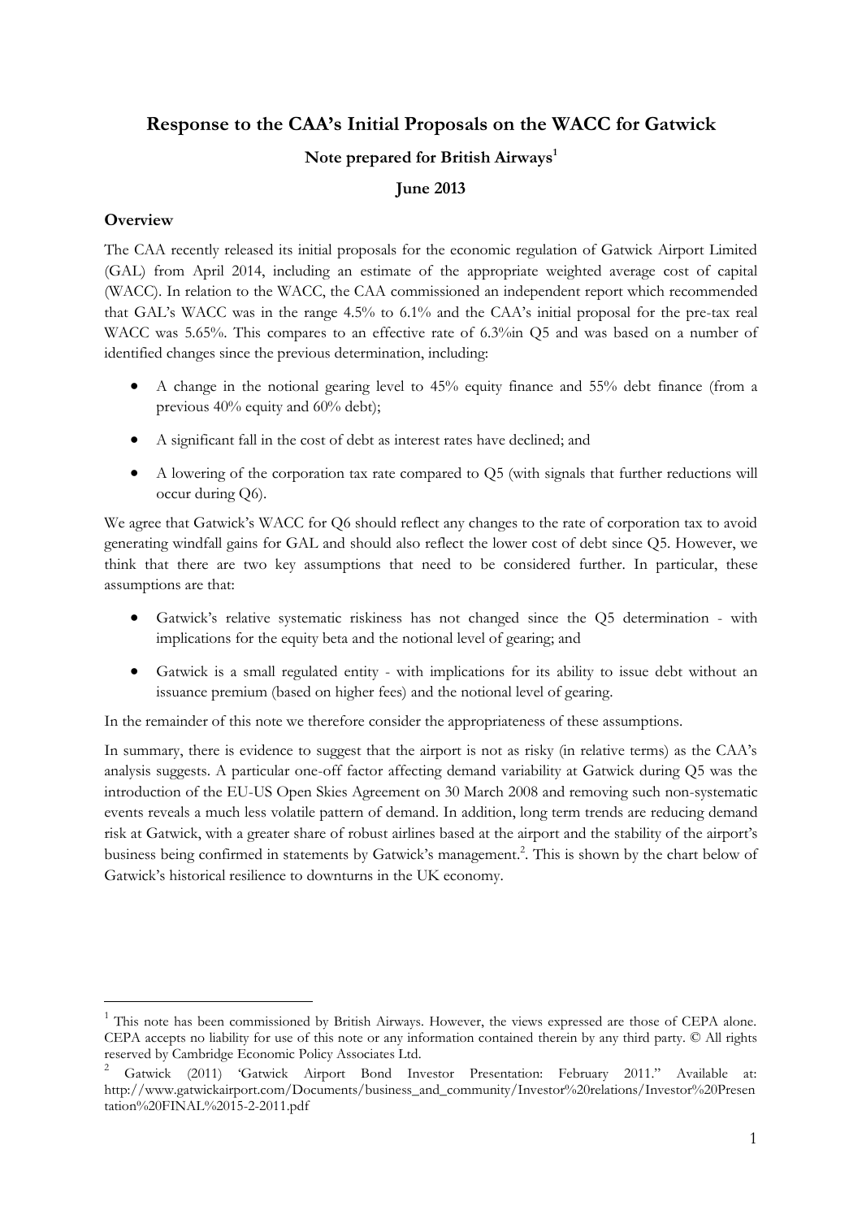# Response to the CAA's Initial Proposals on the WACC for Gatwick

## Note prepared for British Airways[1]

## June 2013

### Overview

The CAA recently released its initial proposals for the economic regulation of Gatwick Airport Limited (GAL) from April 2014, including an estimate of the appropriate weighted average cost of capital (WACC). In relation to the WACC, the CAA commissioned an independent report which recommended that GAL's WACC was in the range 4.5% to 6.1% and the CAA's initial proposal for the pre-tax real WACC was 5.65%. This compares to an effective rate of 6.3%in Q5 and was based on a number of identified changes since the previous determination, including:

- A change in the notional gearing level to 45% equity finance and 55% debt finance (from a previous 40% equity and 60% debt);
- A significant fall in the cost of debt as interest rates have declined; and
- A lowering of the corporation tax rate compared to Q5 (with signals that further reductions will occur during Q6).

We agree that Gatwick's WACC for Q6 should reflect any changes to the rate of corporation tax to avoid generating windfall gains for GAL and should also reflect the lower cost of debt since Q5. However, we think that there are two key assumptions that need to be considered further. In particular, these assumptions are that:

- Gatwick's relative systematic riskiness has not changed since the Q5 determination - with implications for the equity beta and the notional level of gearing; and
- Gatwick is a small regulated entity - with implications for its ability to issue debt without an issuance premium (based on higher fees) and the notional level of gearing.

In the remainder of this note we therefore consider the appropriateness of these assumptions.

In summary, there is evidence to suggest that the airport is not as risky (in relative terms) as the CAA's analysis suggests. A particular one-off factor affecting demand variability at Gatwick during Q5 was the introduction of the EU-US Open Skies Agreement on 30 March 2008 and removing such non-systematic events reveals a much less volatile pattern of demand. In addition, long term trends are reducing demand risk at Gatwick, with a greater share of robust airlines based at the airport and the stability of the airport's business being confirmed in statements by Gatwick's management.[2]. This is shown by the chart below of Gatwick's historical resilience to downturns in the UK economy.

---

[1] This note has been commissioned by British Airways. However, the views expressed are those of CEPA alone. CEPA accepts no liability for use of this note or any information contained therein by any third party. © All rights reserved by Cambridge Economic Policy Associates Ltd.

[2] Gatwick (2011) 'Gatwick Airport Bond Investor Presentation: February 2011." Available at: http://www.gatwickairport.com/Documents/business_and_community/Investor%20relations/Investor%20Presentation%20FINAL%2015-2-2011.pdf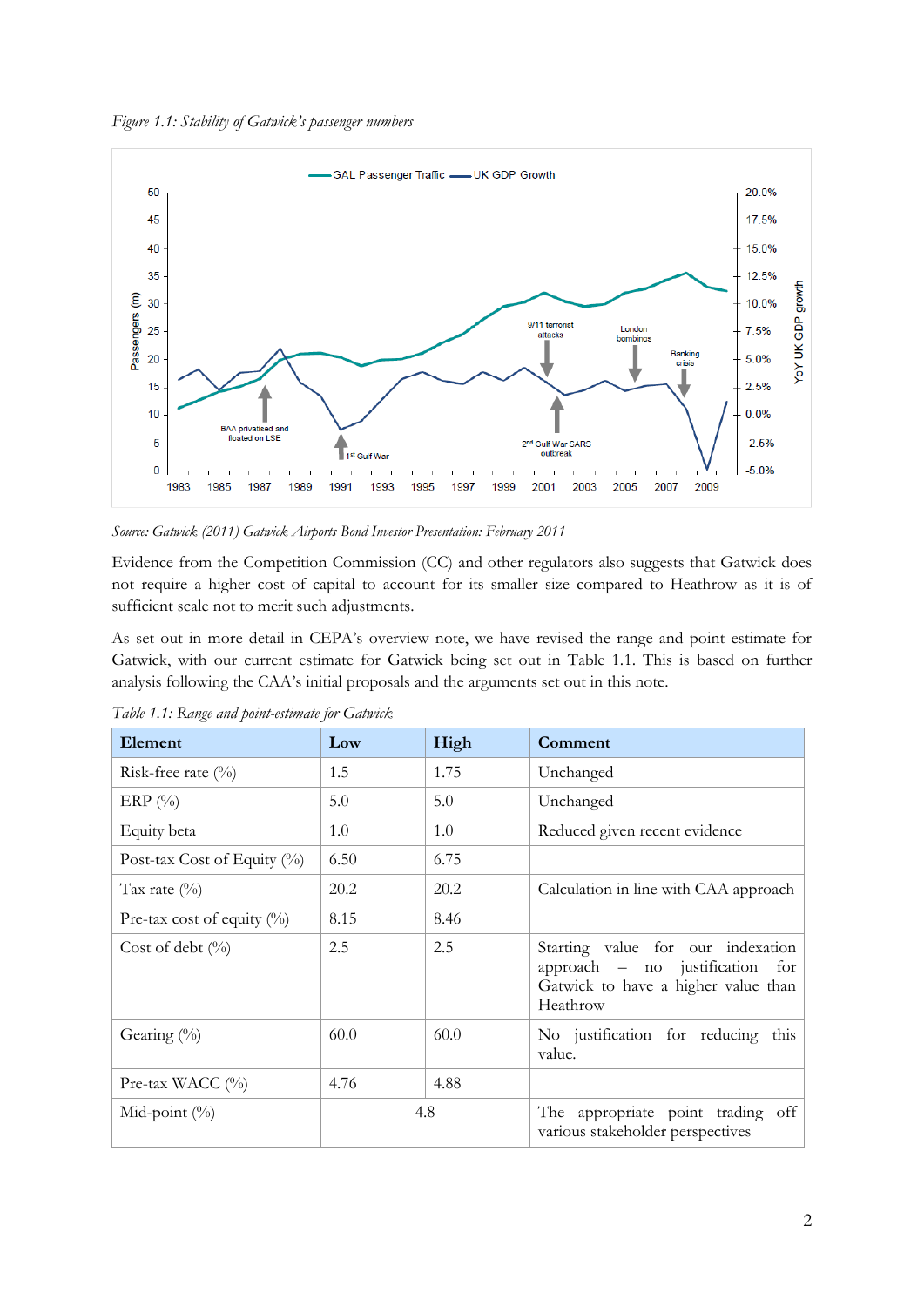*Figure 1.1: Stability of Gatwick's passenger numbers*

*Source: Gatwick (2011) Gatwick Airports Bond Investor Presentation: February 2011*

Evidence from the Competition Commission (CC) and other regulators also suggests that Gatwick does not require a higher cost of capital to account for its smaller size compared to Heathrow as it is of sufficient scale not to merit such adjustments.

As set out in more detail in CEPA's overview note, we have revised the range and point estimate for Gatwick, with our current estimate for Gatwick being set out in Table 1.1. This is based on further analysis following the CAA's initial proposals and the arguments set out in this note.

*Table 1.1: Range and point-estimate for Gatwick*

| Element | Low | High | Comment |
|---|---|---|---|
| Risk-free rate (%) | 1.5 | 1.75 | Unchanged |
| ERP (%) | 5.0 | 5.0 | Unchanged |
| Equity beta | 1.0 | 1.0 | Reduced given recent evidence |
| Post-tax Cost of Equity (%) | 6.50 | 6.75 | |
| Tax rate (%) | 20.2 | 20.2 | Calculation in line with CAA approach |
| Pre-tax cost of equity (%) | 8.15 | 8.46 | |
| Cost of debt (%) | 2.5 | 2.5 | Starting value for our indexation approach – no justification for Gatwick to have a higher value than Heathrow |
| Gearing (%) | 60.0 | 60.0 | No justification for reducing this value. |
| Pre-tax WACC (%) | 4.76 | 4.88 | |
| Mid-point (%) | 4.8 | | The appropriate point trading off various stakeholder perspectives |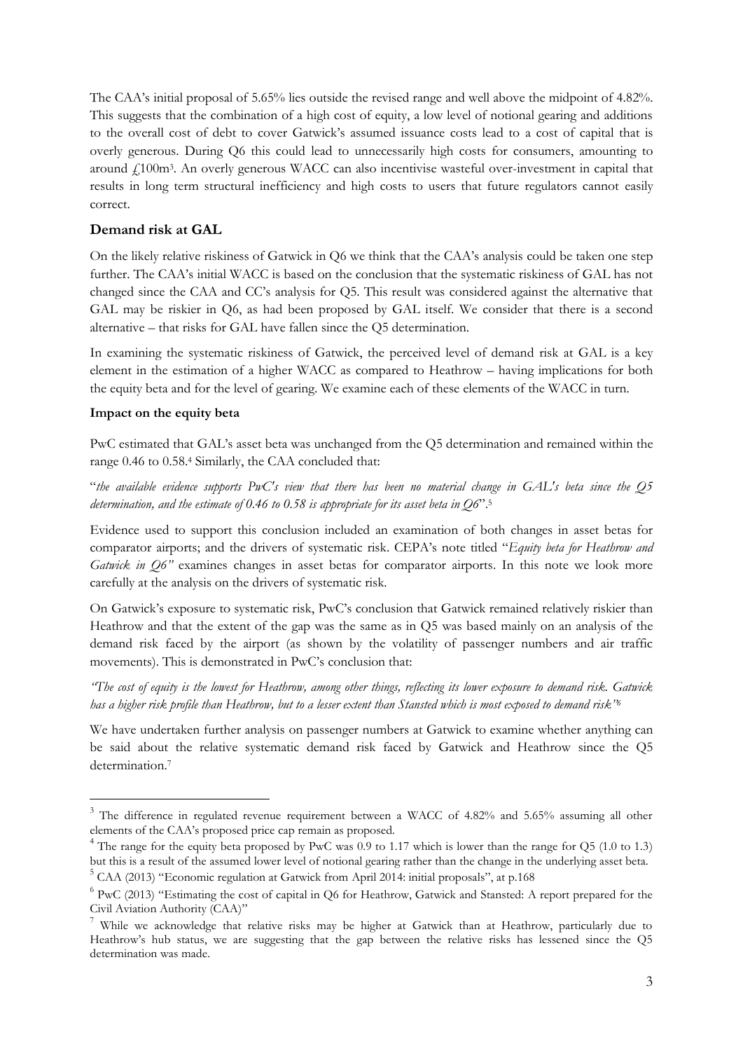The CAA's initial proposal of 5.65% lies outside the revised range and well above the midpoint of 4.82%. This suggests that the combination of a high cost of equity, a low level of notional gearing and additions to the overall cost of debt to cover Gatwick's assumed issuance costs lead to a cost of capital that is overly generous. During Q6 this could lead to unnecessarily high costs for consumers, amounting to around £100m[3]. An overly generous WACC can also incentivise wasteful over-investment in capital that results in long term structural inefficiency and high costs to users that future regulators cannot easily correct.

## Demand risk at GAL

On the likely relative riskiness of Gatwick in Q6 we think that the CAA's analysis could be taken one step further. The CAA's initial WACC is based on the conclusion that the systematic riskiness of GAL has not changed since the CAA and CC's analysis for Q5. This result was considered against the alternative that GAL may be riskier in Q6, as had been proposed by GAL itself. We consider that there is a second alternative – that risks for GAL have fallen since the Q5 determination.

In examining the systematic riskiness of Gatwick, the perceived level of demand risk at GAL is a key element in the estimation of a higher WACC as compared to Heathrow – having implications for both the equity beta and for the level of gearing. We examine each of these elements of the WACC in turn.

### Impact on the equity beta

PwC estimated that GAL's asset beta was unchanged from the Q5 determination and remained within the range 0.46 to 0.58.[4] Similarly, the CAA concluded that:

"*the available evidence supports PwC's view that there has been no material change in GAL's beta since the Q5 determination, and the estimate of 0.46 to 0.58 is appropriate for its asset beta in Q6*".[5]

Evidence used to support this conclusion included an examination of both changes in asset betas for comparator airports; and the drivers of systematic risk. CEPA's note titled "*Equity beta for Heathrow and Gatwick in Q6"* examines changes in asset betas for comparator airports. In this note we look more carefully at the analysis on the drivers of systematic risk.

On Gatwick's exposure to systematic risk, PwC's conclusion that Gatwick remained relatively riskier than Heathrow and that the extent of the gap was the same as in Q5 was based mainly on an analysis of the demand risk faced by the airport (as shown by the volatility of passenger numbers and air traffic movements). This is demonstrated in PwC's conclusion that:

*"The cost of equity is the lowest for Heathrow, among other things, reflecting its lower exposure to demand risk. Gatwick has a higher risk profile than Heathrow, but to a lesser extent than Stansted which is most exposed to demand risk"*[6]

We have undertaken further analysis on passenger numbers at Gatwick to examine whether anything can be said about the relative systematic demand risk faced by Gatwick and Heathrow since the Q5 determination.[7]

---

[3] The difference in regulated revenue requirement between a WACC of 4.82% and 5.65% assuming all other elements of the CAA's proposed price cap remain as proposed.

[4] The range for the equity beta proposed by PwC was 0.9 to 1.17 which is lower than the range for Q5 (1.0 to 1.3) but this is a result of the assumed lower level of notional gearing rather than the change in the underlying asset beta.

[5] CAA (2013) "Economic regulation at Gatwick from April 2014: initial proposals", at p.168

[6] PwC (2013) "Estimating the cost of capital in Q6 for Heathrow, Gatwick and Stansted: A report prepared for the Civil Aviation Authority (CAA)"

[7] While we acknowledge that relative risks may be higher at Gatwick than at Heathrow, particularly due to Heathrow's hub status, we are suggesting that the gap between the relative risks has lessened since the Q5 determination was made.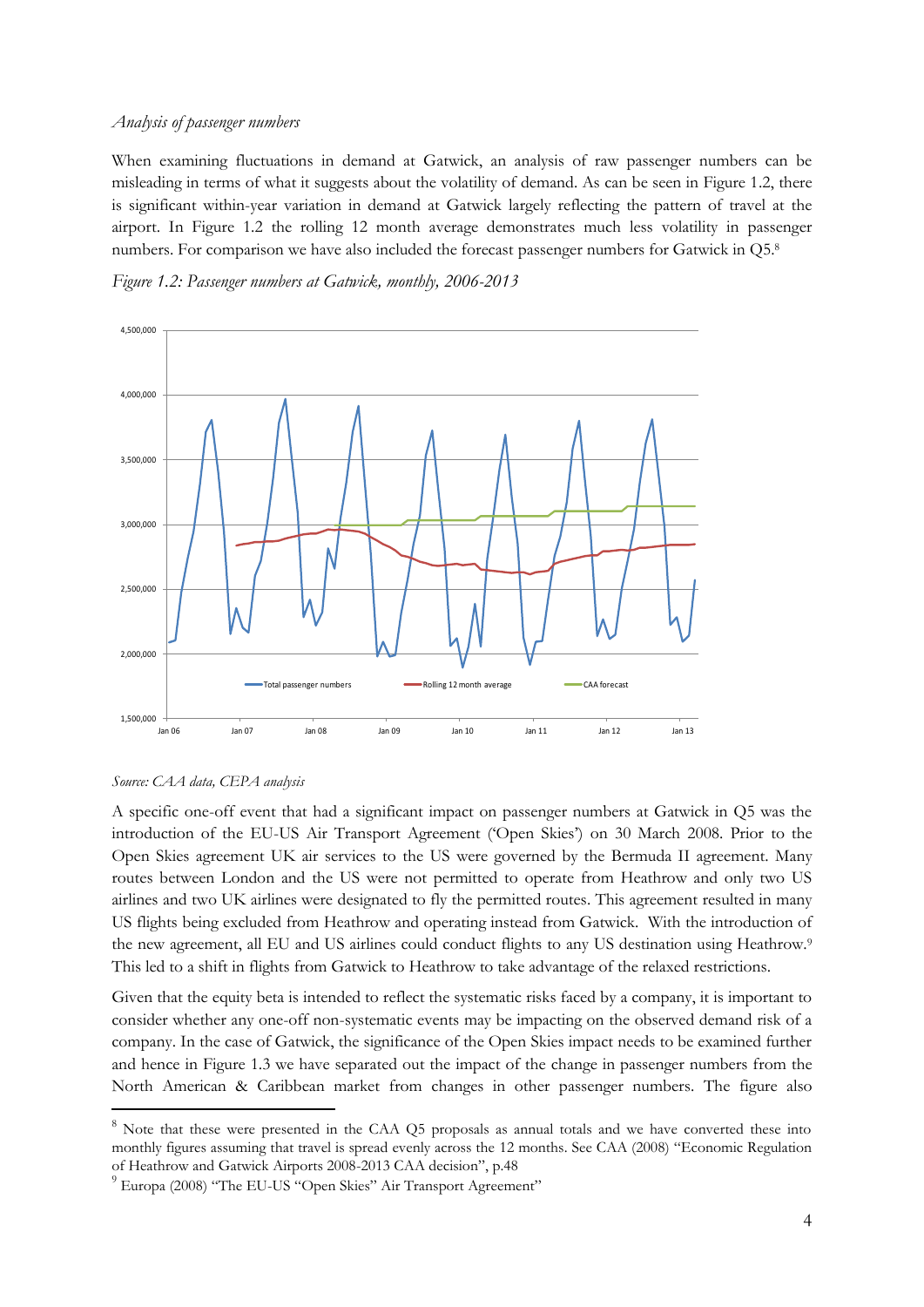*Analysis of passenger numbers*

When examining fluctuations in demand at Gatwick, an analysis of raw passenger numbers can be misleading in terms of what it suggests about the volatility of demand. As can be seen in Figure 1.2, there is significant within-year variation in demand at Gatwick largely reflecting the pattern of travel at the airport. In Figure 1.2 the rolling 12 month average demonstrates much less volatility in passenger numbers. For comparison we have also included the forecast passenger numbers for Gatwick in Q5.[8]

*Figure 1.2: Passenger numbers at Gatwick, monthly, 2006-2013*

*Source: CAA data, CEPA analysis*

A specific one-off event that had a significant impact on passenger numbers at Gatwick in Q5 was the introduction of the EU-US Air Transport Agreement ('Open Skies') on 30 March 2008. Prior to the Open Skies agreement UK air services to the US were governed by the Bermuda II agreement. Many routes between London and the US were not permitted to operate from Heathrow and only two US airlines and two UK airlines were designated to fly the permitted routes. This agreement resulted in many US flights being excluded from Heathrow and operating instead from Gatwick. With the introduction of the new agreement, all EU and US airlines could conduct flights to any US destination using Heathrow.[9] This led to a shift in flights from Gatwick to Heathrow to take advantage of the relaxed restrictions.

Given that the equity beta is intended to reflect the systematic risks faced by a company, it is important to consider whether any one-off non-systematic events may be impacting on the observed demand risk of a company. In the case of Gatwick, the significance of the Open Skies impact needs to be examined further and hence in Figure 1.3 we have separated out the impact of the change in passenger numbers from the North American & Caribbean market from changes in other passenger numbers. The figure also

---

[8] Note that these were presented in the CAA Q5 proposals as annual totals and we have converted these into monthly figures assuming that travel is spread evenly across the 12 months. See CAA (2008) "Economic Regulation of Heathrow and Gatwick Airports 2008-2013 CAA decision", p.48

[9] Europa (2008) "The EU-US "Open Skies" Air Transport Agreement"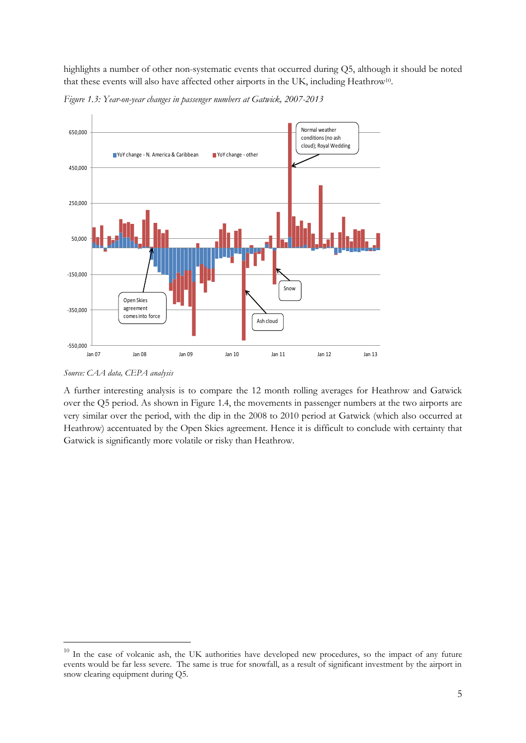highlights a number of other non-systematic events that occurred during Q5, although it should be noted that these events will also have affected other airports in the UK, including Heathrow[10].

*Figure 1.3: Year-on-year changes in passenger numbers at Gatwick, 2007-2013*

*Source: CAA data, CEPA analysis*

A further interesting analysis is to compare the 12 month rolling averages for Heathrow and Gatwick over the Q5 period. As shown in Figure 1.4, the movements in passenger numbers at the two airports are very similar over the period, with the dip in the 2008 to 2010 period at Gatwick (which also occurred at Heathrow) accentuated by the Open Skies agreement. Hence it is difficult to conclude with certainty that Gatwick is significantly more volatile or risky than Heathrow.

---

[10] In the case of volcanic ash, the UK authorities have developed new procedures, so the impact of any future events would be far less severe. The same is true for snowfall, as a result of significant investment by the airport in snow clearing equipment during Q5.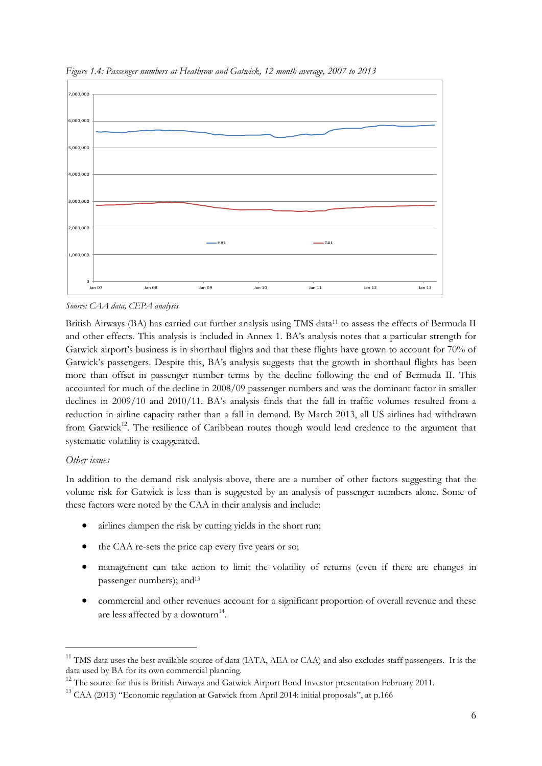*Figure 1.4: Passenger numbers at Heathrow and Gatwick, 12 month average, 2007 to 2013*

*Source: CAA data, CEPA analysis*

British Airways (BA) has carried out further analysis using TMS data[11] to assess the effects of Bermuda II and other effects. This analysis is included in Annex 1. BA's analysis notes that a particular strength for Gatwick airport's business is in shorthaul flights and that these flights have grown to account for 70% of Gatwick's passengers. Despite this, BA's analysis suggests that the growth in shorthaul flights has been more than offset in passenger number terms by the decline following the end of Bermuda II. This accounted for much of the decline in 2008/09 passenger numbers and was the dominant factor in smaller declines in 2009/10 and 2010/11. BA's analysis finds that the fall in traffic volumes resulted from a reduction in airline capacity rather than a fall in demand. By March 2013, all US airlines had withdrawn from Gatwick[12]. The resilience of Caribbean routes though would lend credence to the argument that systematic volatility is exaggerated.

*Other issues*

In addition to the demand risk analysis above, there are a number of other factors suggesting that the volume risk for Gatwick is less than is suggested by an analysis of passenger numbers alone. Some of these factors were noted by the CAA in their analysis and include:

- airlines dampen the risk by cutting yields in the short run;
- the CAA re-sets the price cap every five years or so;
- management can take action to limit the volatility of returns (even if there are changes in passenger numbers); and[13]
- commercial and other revenues account for a significant proportion of overall revenue and these are less affected by a downturn[14].

---

[11] TMS data uses the best available source of data (IATA, AEA or CAA) and also excludes staff passengers. It is the data used by BA for its own commercial planning.

[12] The source for this is British Airways and Gatwick Airport Bond Investor presentation February 2011.

[13] CAA (2013) "Economic regulation at Gatwick from April 2014: initial proposals", at p.166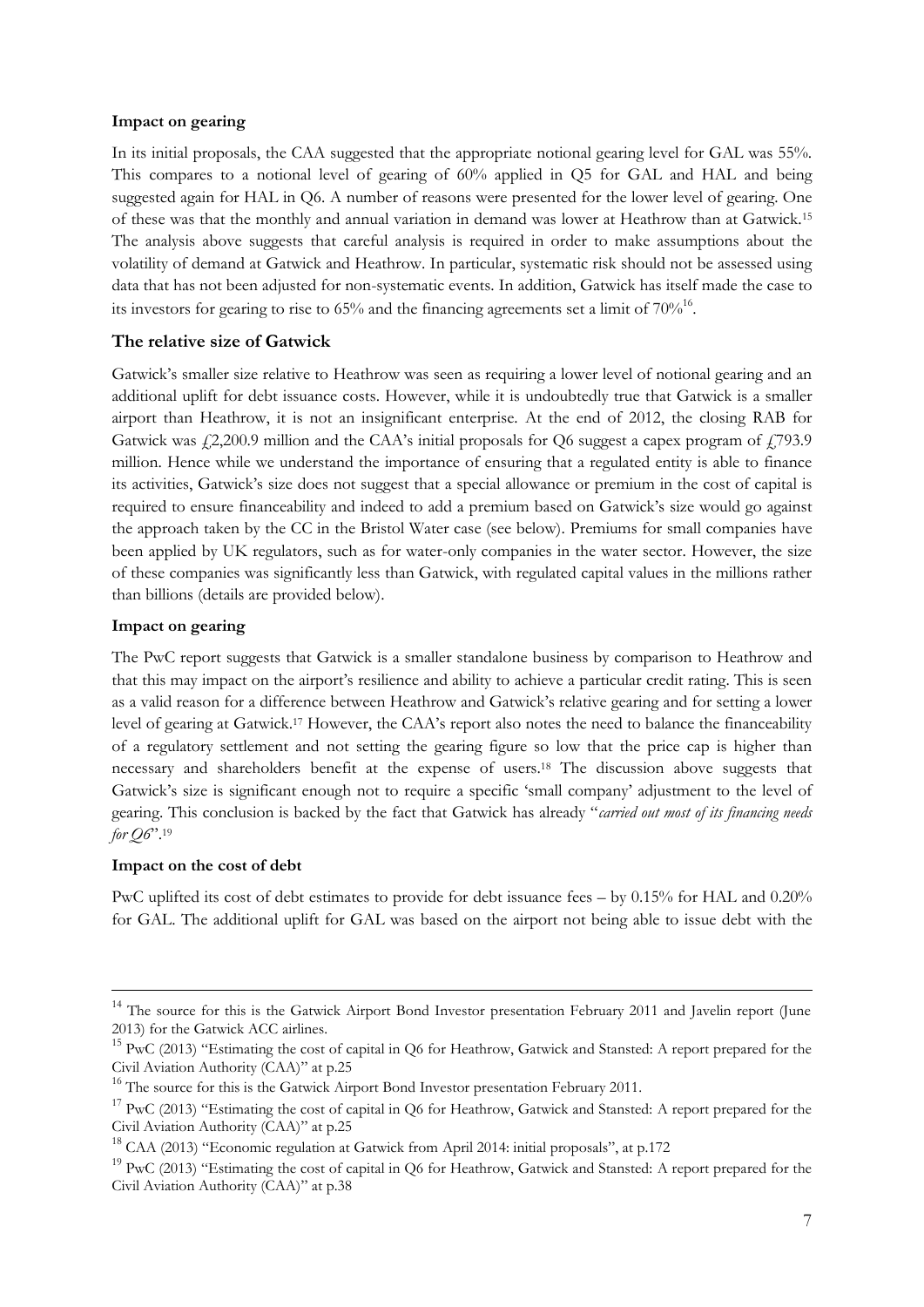**Impact on gearing**

In its initial proposals, the CAA suggested that the appropriate notional gearing level for GAL was 55%. This compares to a notional level of gearing of 60% applied in Q5 for GAL and HAL and being suggested again for HAL in Q6. A number of reasons were presented for the lower level of gearing. One of these was that the monthly and annual variation in demand was lower at Heathrow than at Gatwick.[15] The analysis above suggests that careful analysis is required in order to make assumptions about the volatility of demand at Gatwick and Heathrow. In particular, systematic risk should not be assessed using data that has not been adjusted for non-systematic events. In addition, Gatwick has itself made the case to its investors for gearing to rise to 65% and the financing agreements set a limit of 70%[16].

### The relative size of Gatwick

Gatwick's smaller size relative to Heathrow was seen as requiring a lower level of notional gearing and an additional uplift for debt issuance costs. However, while it is undoubtedly true that Gatwick is a smaller airport than Heathrow, it is not an insignificant enterprise. At the end of 2012, the closing RAB for Gatwick was £2,200.9 million and the CAA's initial proposals for Q6 suggest a capex program of £793.9 million. Hence while we understand the importance of ensuring that a regulated entity is able to finance its activities, Gatwick's size does not suggest that a special allowance or premium in the cost of capital is required to ensure financeability and indeed to add a premium based on Gatwick's size would go against the approach taken by the CC in the Bristol Water case (see below). Premiums for small companies have been applied by UK regulators, such as for water-only companies in the water sector. However, the size of these companies was significantly less than Gatwick, with regulated capital values in the millions rather than billions (details are provided below).

**Impact on gearing**

The PwC report suggests that Gatwick is a smaller standalone business by comparison to Heathrow and that this may impact on the airport's resilience and ability to achieve a particular credit rating. This is seen as a valid reason for a difference between Heathrow and Gatwick's relative gearing and for setting a lower level of gearing at Gatwick.[17] However, the CAA's report also notes the need to balance the financeability of a regulatory settlement and not setting the gearing figure so low that the price cap is higher than necessary and shareholders benefit at the expense of users.[18] The discussion above suggests that Gatwick's size is significant enough not to require a specific 'small company' adjustment to the level of gearing. This conclusion is backed by the fact that Gatwick has already "*carried out most of its financing needs for Q6*".[19]

**Impact on the cost of debt**

PwC uplifted its cost of debt estimates to provide for debt issuance fees – by 0.15% for HAL and 0.20% for GAL. The additional uplift for GAL was based on the airport not being able to issue debt with the

---

[14] The source for this is the Gatwick Airport Bond Investor presentation February 2011 and Javelin report (June 2013) for the Gatwick ACC airlines.

[15] PwC (2013) "Estimating the cost of capital in Q6 for Heathrow, Gatwick and Stansted: A report prepared for the Civil Aviation Authority (CAA)" at p.25

[16] The source for this is the Gatwick Airport Bond Investor presentation February 2011.

[17] PwC (2013) "Estimating the cost of capital in Q6 for Heathrow, Gatwick and Stansted: A report prepared for the Civil Aviation Authority (CAA)" at p.25

[18] CAA (2013) "Economic regulation at Gatwick from April 2014: initial proposals", at p.172

[19] PwC (2013) "Estimating the cost of capital in Q6 for Heathrow, Gatwick and Stansted: A report prepared for the Civil Aviation Authority (CAA)" at p.38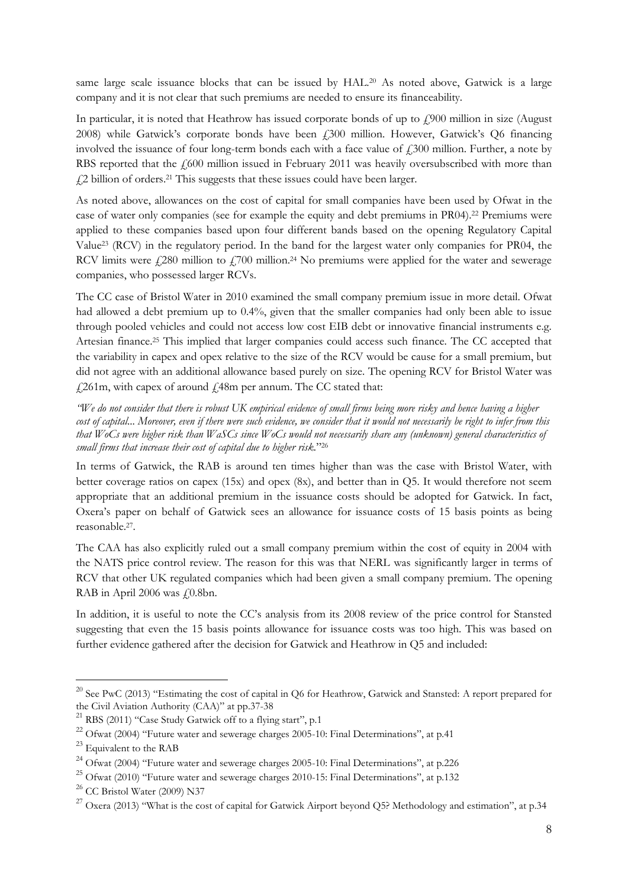same large scale issuance blocks that can be issued by HAL.[20] As noted above, Gatwick is a large company and it is not clear that such premiums are needed to ensure its financeability.

In particular, it is noted that Heathrow has issued corporate bonds of up to £900 million in size (August 2008) while Gatwick's corporate bonds have been £300 million. However, Gatwick's Q6 financing involved the issuance of four long-term bonds each with a face value of £300 million. Further, a note by RBS reported that the £600 million issued in February 2011 was heavily oversubscribed with more than £2 billion of orders.[21] This suggests that these issues could have been larger.

As noted above, allowances on the cost of capital for small companies have been used by Ofwat in the case of water only companies (see for example the equity and debt premiums in PR04).[22] Premiums were applied to these companies based upon four different bands based on the opening Regulatory Capital Value[23] (RCV) in the regulatory period. In the band for the largest water only companies for PR04, the RCV limits were £280 million to £700 million.[24] No premiums were applied for the water and sewerage companies, who possessed larger RCVs.

The CC case of Bristol Water in 2010 examined the small company premium issue in more detail. Ofwat had allowed a debt premium up to 0.4%, given that the smaller companies had only been able to issue through pooled vehicles and could not access low cost EIB debt or innovative financial instruments e.g. Artesian finance.[25] This implied that larger companies could access such finance. The CC accepted that the variability in capex and opex relative to the size of the RCV would be cause for a small premium, but did not agree with an additional allowance based purely on size. The opening RCV for Bristol Water was £261m, with capex of around £48m per annum. The CC stated that:

*"We do not consider that there is robust UK empirical evidence of small firms being more risky and hence having a higher cost of capital... Moreover, even if there were such evidence, we consider that it would not necessarily be right to infer from this that WoCs were higher risk than WaSCs since WoCs would not necessarily share any (unknown) general characteristics of small firms that increase their cost of capital due to higher risk."*[26]

In terms of Gatwick, the RAB is around ten times higher than was the case with Bristol Water, with better coverage ratios on capex (15x) and opex (8x), and better than in Q5. It would therefore not seem appropriate that an additional premium in the issuance costs should be adopted for Gatwick. In fact, Oxera's paper on behalf of Gatwick sees an allowance for issuance costs of 15 basis points as being reasonable.[27].

The CAA has also explicitly ruled out a small company premium within the cost of equity in 2004 with the NATS price control review. The reason for this was that NERL was significantly larger in terms of RCV that other UK regulated companies which had been given a small company premium. The opening RAB in April 2006 was £0.8bn.

In addition, it is useful to note the CC's analysis from its 2008 review of the price control for Stansted suggesting that even the 15 basis points allowance for issuance costs was too high. This was based on further evidence gathered after the decision for Gatwick and Heathrow in Q5 and included:

---

[20] See PwC (2013) "Estimating the cost of capital in Q6 for Heathrow, Gatwick and Stansted: A report prepared for the Civil Aviation Authority (CAA)" at pp.37-38

[21] RBS (2011) "Case Study Gatwick off to a flying start", p.1

[22] Ofwat (2004) "Future water and sewerage charges 2005-10: Final Determinations", at p.41

[23] Equivalent to the RAB

[24] Ofwat (2004) "Future water and sewerage charges 2005-10: Final Determinations", at p.226

[25] Ofwat (2010) "Future water and sewerage charges 2010-15: Final Determinations", at p.132

[26] CC Bristol Water (2009) N37

[27] Oxera (2013) "What is the cost of capital for Gatwick Airport beyond Q5? Methodology and estimation", at p.34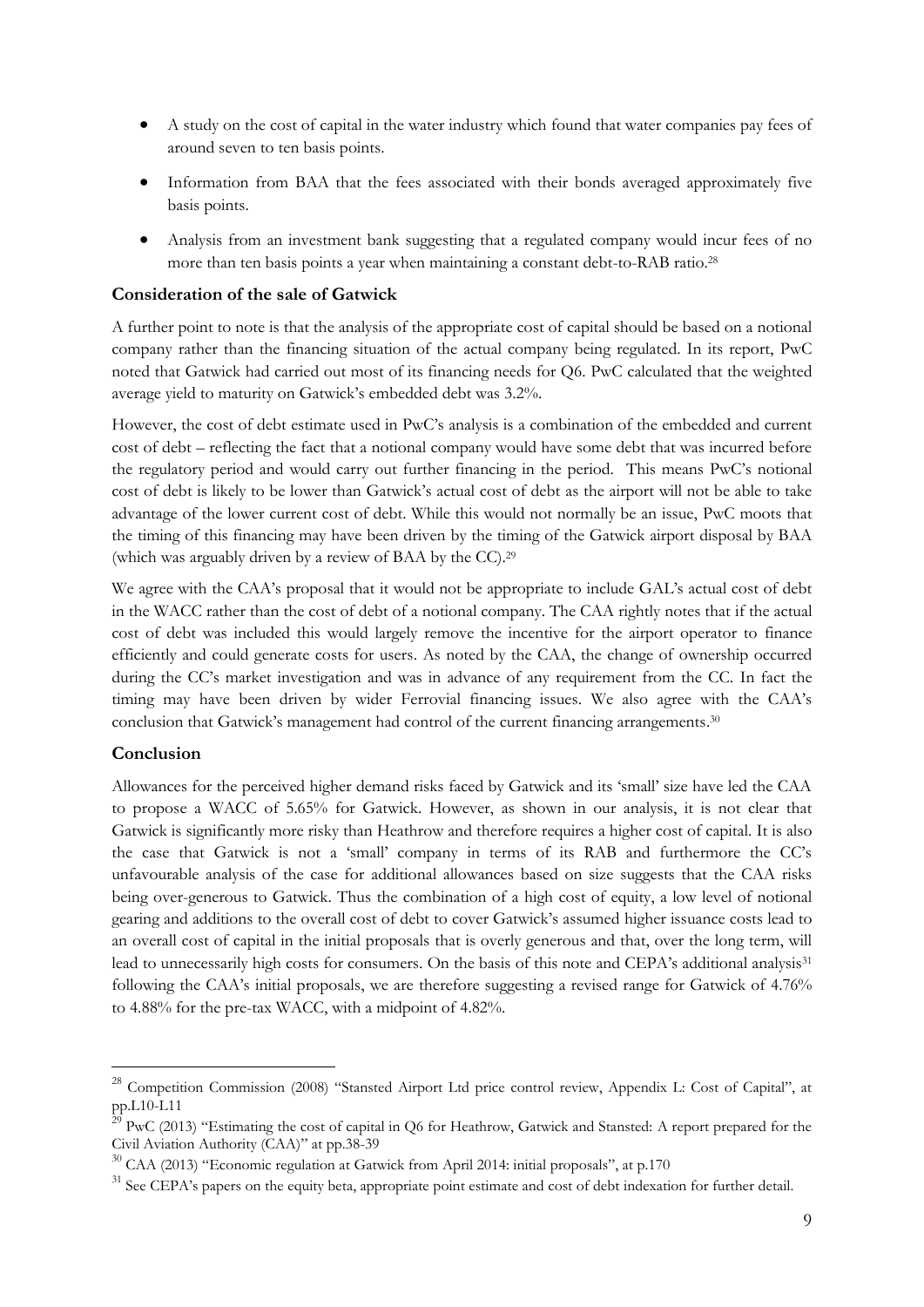- A study on the cost of capital in the water industry which found that water companies pay fees of around seven to ten basis points.
- Information from BAA that the fees associated with their bonds averaged approximately five basis points.
- Analysis from an investment bank suggesting that a regulated company would incur fees of no more than ten basis points a year when maintaining a constant debt-to-RAB ratio.[28]

### Consideration of the sale of Gatwick

A further point to note is that the analysis of the appropriate cost of capital should be based on a notional company rather than the financing situation of the actual company being regulated. In its report, PwC noted that Gatwick had carried out most of its financing needs for Q6. PwC calculated that the weighted average yield to maturity on Gatwick's embedded debt was 3.2%.

However, the cost of debt estimate used in PwC's analysis is a combination of the embedded and current cost of debt – reflecting the fact that a notional company would have some debt that was incurred before the regulatory period and would carry out further financing in the period. This means PwC's notional cost of debt is likely to be lower than Gatwick's actual cost of debt as the airport will not be able to take advantage of the lower current cost of debt. While this would not normally be an issue, PwC moots that the timing of this financing may have been driven by the timing of the Gatwick airport disposal by BAA (which was arguably driven by a review of BAA by the CC).[29]

We agree with the CAA's proposal that it would not be appropriate to include GAL's actual cost of debt in the WACC rather than the cost of debt of a notional company. The CAA rightly notes that if the actual cost of debt was included this would largely remove the incentive for the airport operator to finance efficiently and could generate costs for users. As noted by the CAA, the change of ownership occurred during the CC's market investigation and was in advance of any requirement from the CC. In fact the timing may have been driven by wider Ferrovial financing issues. We also agree with the CAA's conclusion that Gatwick's management had control of the current financing arrangements.[30]

### Conclusion

Allowances for the perceived higher demand risks faced by Gatwick and its 'small' size have led the CAA to propose a WACC of 5.65% for Gatwick. However, as shown in our analysis, it is not clear that Gatwick is significantly more risky than Heathrow and therefore requires a higher cost of capital. It is also the case that Gatwick is not a 'small' company in terms of its RAB and furthermore the CC's unfavourable analysis of the case for additional allowances based on size suggests that the CAA risks being over-generous to Gatwick. Thus the combination of a high cost of equity, a low level of notional gearing and additions to the overall cost of debt to cover Gatwick's assumed higher issuance costs lead to an overall cost of capital in the initial proposals that is overly generous and that, over the long term, will lead to unnecessarily high costs for consumers. On the basis of this note and CEPA's additional analysis[31] following the CAA's initial proposals, we are therefore suggesting a revised range for Gatwick of 4.76% to 4.88% for the pre-tax WACC, with a midpoint of 4.82%.

---

[28] Competition Commission (2008) "Stansted Airport Ltd price control review, Appendix L: Cost of Capital", at pp.L10-L11

[29] PwC (2013) "Estimating the cost of capital in Q6 for Heathrow, Gatwick and Stansted: A report prepared for the Civil Aviation Authority (CAA)" at pp.38-39

[30] CAA (2013) "Economic regulation at Gatwick from April 2014: initial proposals", at p.170

[31] See CEPA's papers on the equity beta, appropriate point estimate and cost of debt indexation for further detail.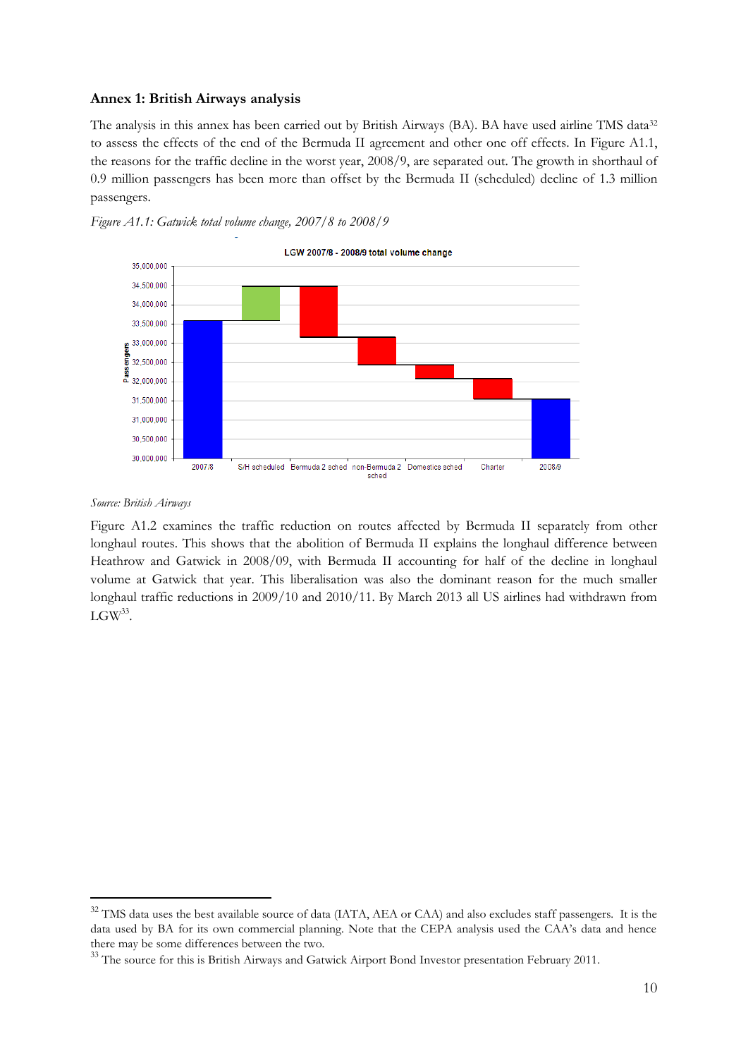## Annex 1: British Airways analysis

The analysis in this annex has been carried out by British Airways (BA). BA have used airline TMS data[32] to assess the effects of the end of the Bermuda II agreement and other one off effects. In Figure A1.1, the reasons for the traffic decline in the worst year, 2008/9, are separated out. The growth in shorthaul of 0.9 million passengers has been more than offset by the Bermuda II (scheduled) decline of 1.3 million passengers.

*Figure A1.1: Gatwick total volume change, 2007/8 to 2008/9*

*Source: British Airways*

Figure A1.2 examines the traffic reduction on routes affected by Bermuda II separately from other longhaul routes. This shows that the abolition of Bermuda II explains the longhaul difference between Heathrow and Gatwick in 2008/09, with Bermuda II accounting for half of the decline in longhaul volume at Gatwick that year. This liberalisation was also the dominant reason for the much smaller longhaul traffic reductions in 2009/10 and 2010/11. By March 2013 all US airlines had withdrawn from LGW[33].

---

[32] TMS data uses the best available source of data (IATA, AEA or CAA) and also excludes staff passengers. It is the data used by BA for its own commercial planning. Note that the CEPA analysis used the CAA's data and hence there may be some differences between the two.

[33] The source for this is British Airways and Gatwick Airport Bond Investor presentation February 2011.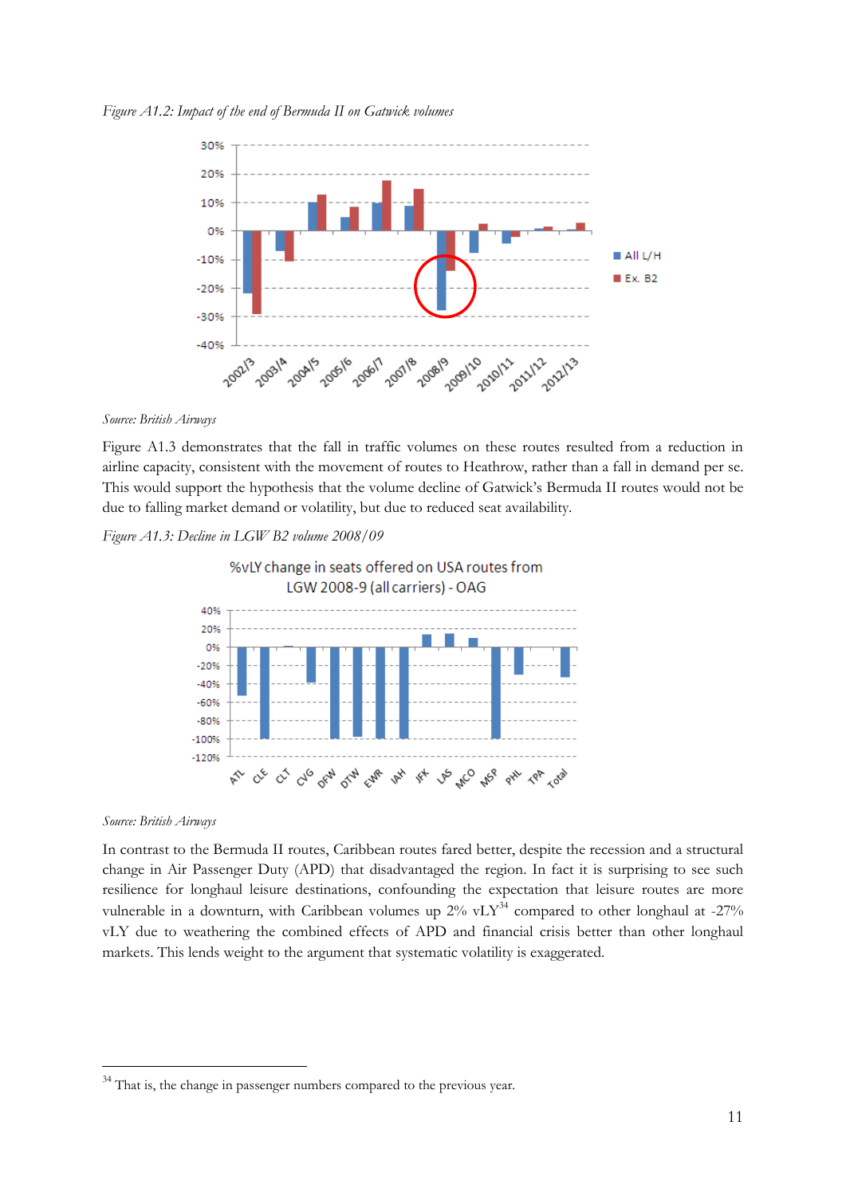*Figure A1.2: Impact of the end of Bermuda II on Gatwick volumes*

*Source: British Airways*

Figure A1.3 demonstrates that the fall in traffic volumes on these routes resulted from a reduction in airline capacity, consistent with the movement of routes to Heathrow, rather than a fall in demand per se. This would support the hypothesis that the volume decline of Gatwick's Bermuda II routes would not be due to falling market demand or volatility, but due to reduced seat availability.

*Figure A1.3: Decline in LGW B2 volume 2008/09*

*Source: British Airways*

In contrast to the Bermuda II routes, Caribbean routes fared better, despite the recession and a structural change in Air Passenger Duty (APD) that disadvantaged the region. In fact it is surprising to see such resilience for longhaul leisure destinations, confounding the expectation that leisure routes are more vulnerable in a downturn, with Caribbean volumes up 2% vLY[34] compared to other longhaul at -27% vLY due to weathering the combined effects of APD and financial crisis better than other longhaul markets. This lends weight to the argument that systematic volatility is exaggerated.

[34] That is, the change in passenger numbers compared to the previous year.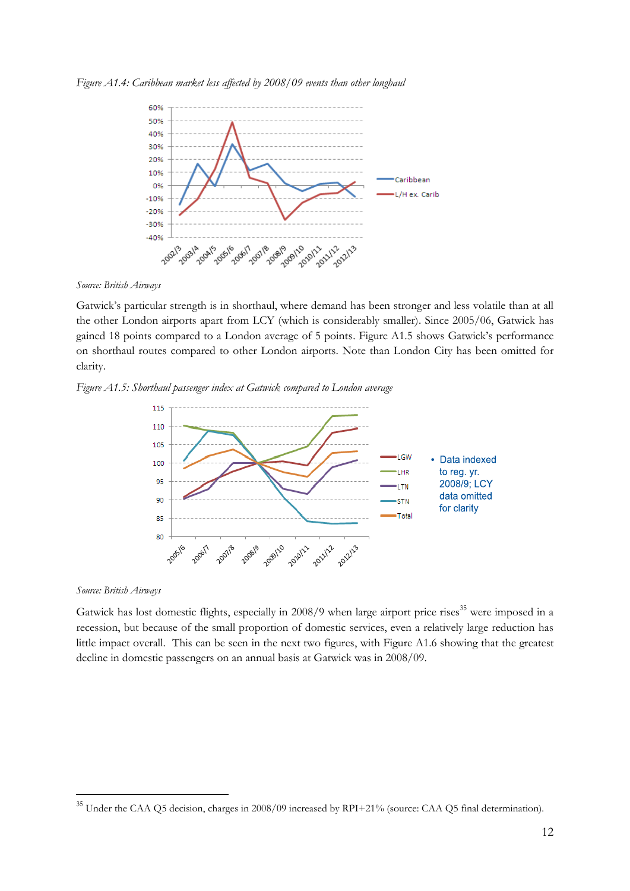*Figure A1.4: Caribbean market less affected by 2008/09 events than other longhaul*

*Source: British Airways*

Gatwick's particular strength is in shorthaul, where demand has been stronger and less volatile than at all the other London airports apart from LCY (which is considerably smaller). Since 2005/06, Gatwick has gained 18 points compared to a London average of 5 points. Figure A1.5 shows Gatwick's performance on shorthaul routes compared to other London airports. Note than London City has been omitted for clarity.

*Figure A1.5: Shorthaul passenger index at Gatwick compared to London average*

*Source: British Airways*

Gatwick has lost domestic flights, especially in 2008/9 when large airport price rises[35] were imposed in a recession, but because of the small proportion of domestic services, even a relatively large reduction has little impact overall. This can be seen in the next two figures, with Figure A1.6 showing that the greatest decline in domestic passengers on an annual basis at Gatwick was in 2008/09.

[35] Under the CAA Q5 decision, charges in 2008/09 increased by RPI+21% (source: CAA Q5 final determination).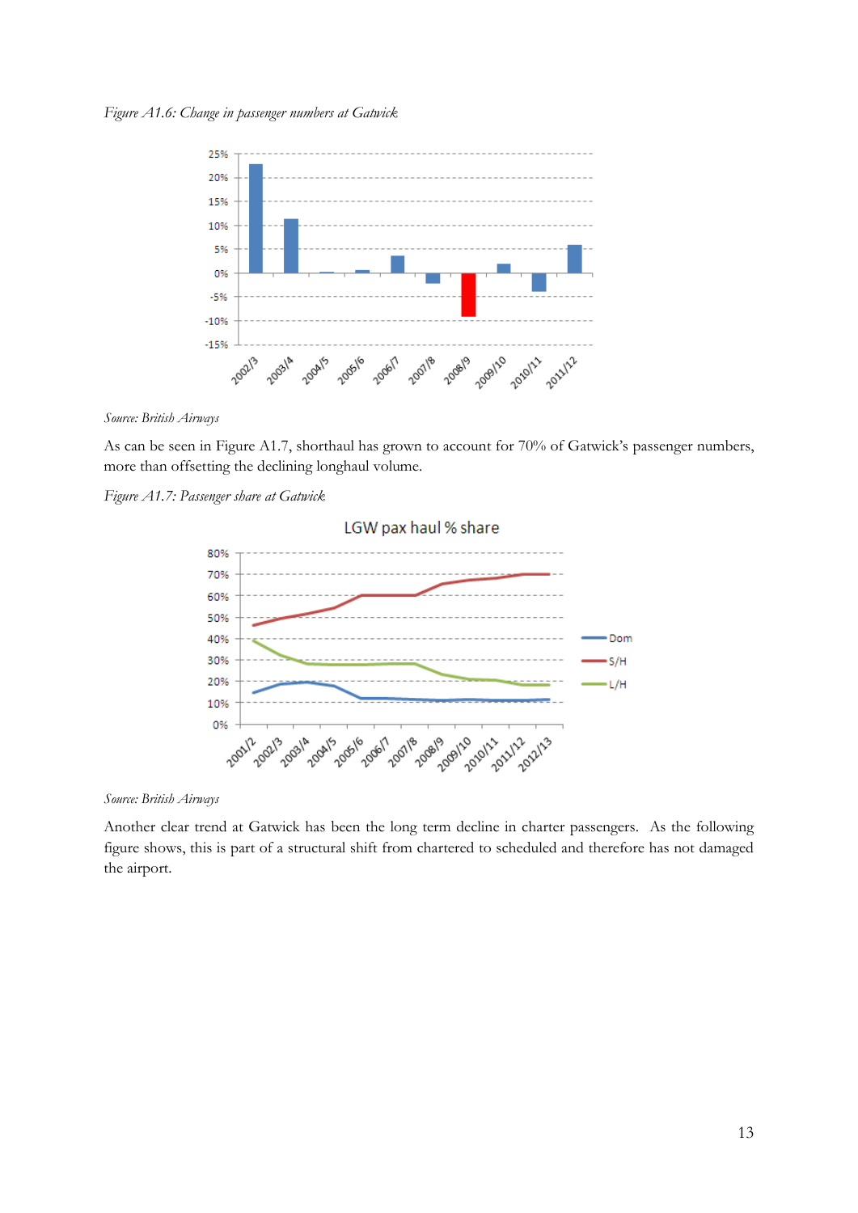*Figure A1.6: Change in passenger numbers at Gatwick*

*Source: British Airways*

As can be seen in Figure A1.7, shorthaul has grown to account for 70% of Gatwick's passenger numbers, more than offsetting the declining longhaul volume.

*Figure A1.7: Passenger share at Gatwick*

*Source: British Airways*

Another clear trend at Gatwick has been the long term decline in charter passengers. As the following figure shows, this is part of a structural shift from chartered to scheduled and therefore has not damaged the airport.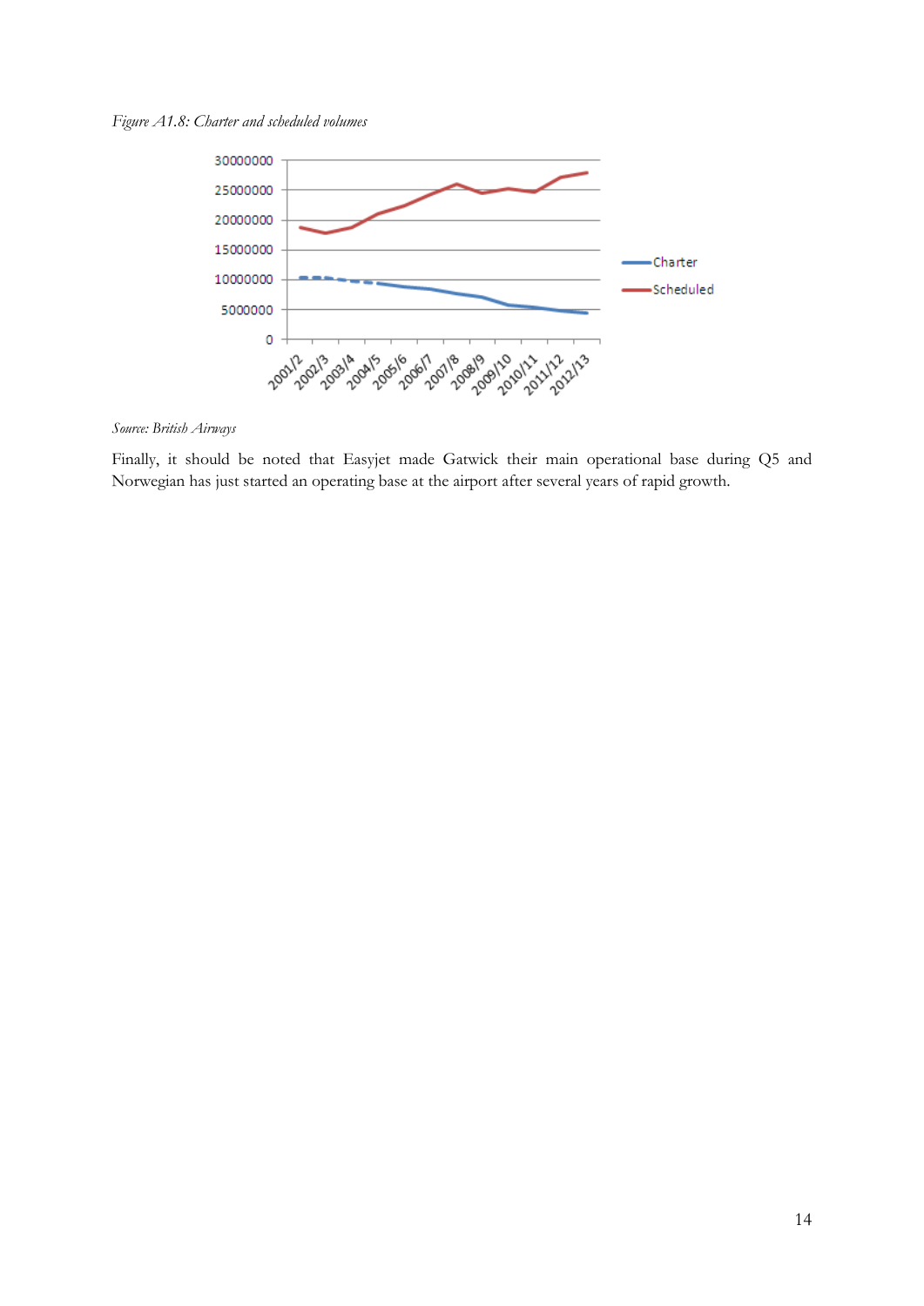*Figure A1.8: Charter and scheduled volumes*

30000000
25000000
20000000
15000000
10000000
5000000
0

2001/2
2002/3
2003/4
2004/5
2005/6
2006/7
2007/8
2008/9
2009/10
2010/11
2011/12
2012/13

Charter
Scheduled

*Source: British Airways*

Finally, it should be noted that Easyjet made Gatwick their main operational base during Q5 and Norwegian has just started an operating base at the airport after several years of rapid growth.